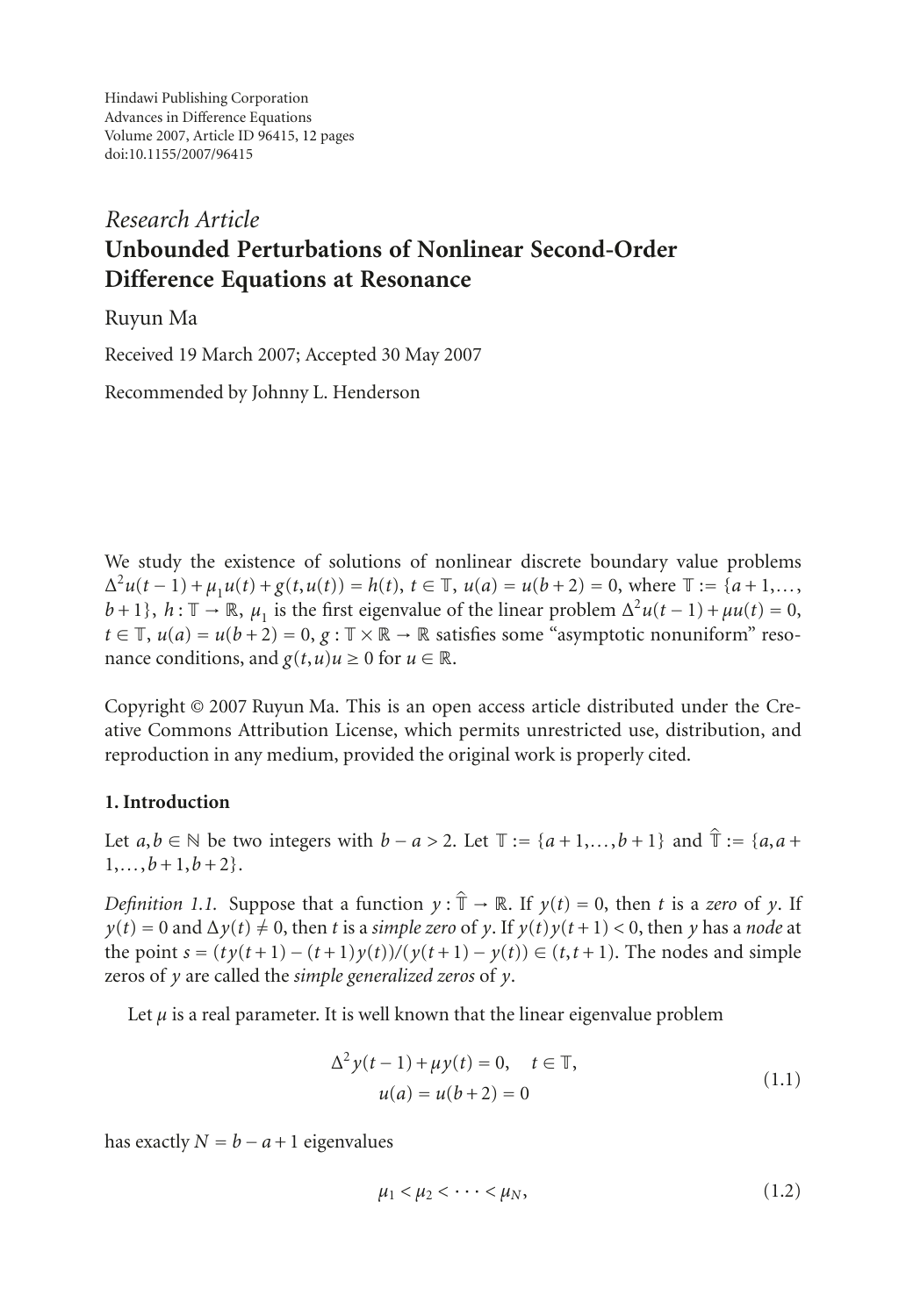Hindawi Publishing Corporation
Advances in Difference Equations
Volume 2007, Article ID 96415, 12 pages
doi:10.1155/2007/96415

*Research Article*

# Unbounded Perturbations of Nonlinear Second-Order Difference Equations at Resonance

Ruyun Ma

Received 19 March 2007; Accepted 30 May 2007

Recommended by Johnny L. Henderson

We study the existence of solutions of nonlinear discrete boundary value problems $\Delta^2 u(t-1)+\mu_1 u(t)+g(t,u(t))=h(t)$, $t\in\mathbb{T}$, $u(a)=u(b+2)=0$, where $\mathbb{T}:=\{a+1,\ldots,b+1\}$, $h:\mathbb{T}\to\mathbb{R}$, $\mu_1$ is the first eigenvalue of the linear problem $\Delta^2 u(t-1)+\mu u(t)=0$, $t\in\mathbb{T}$, $u(a)=u(b+2)=0$, $g:\mathbb{T}\times\mathbb{R}\to\mathbb{R}$ satisfies some "asymptotic nonuniform" resonance conditions, and $g(t,u)u\geq 0$ for $u\in\mathbb{R}$.

Copyright © 2007 Ruyun Ma. This is an open access article distributed under the Creative Commons Attribution License, which permits unrestricted use, distribution, and reproduction in any medium, provided the original work is properly cited.

## 1. Introduction

Let $a,b\in\mathbb{N}$ be two integers with $b-a>2$. Let $\mathbb{T}:=\{a+1,\ldots,b+1\}$ and $\hat{\mathbb{T}}:=\{a,a+1,\ldots,b+1,b+2\}$.

*Definition 1.1.* Suppose that a function $y:\hat{\mathbb{T}}\to\mathbb{R}$. If $y(t)=0$, then $t$ is a *zero* of $y$. If $y(t)=0$ and $\Delta y(t)\neq 0$, then $t$ is a *simple zero* of $y$. If $y(t)y(t+1)<0$, then $y$ has a *node* at the point $s=(ty(t+1)-(t+1)y(t))/(y(t+1)-y(t))\in(t,t+1)$. The nodes and simple zeros of $y$ are called the *simple generalized zeros* of $y$.

Let $\mu$ is a real parameter. It is well known that the linear eigenvalue problem

$$
\begin{gathered}
\Delta^2 y(t-1)+\mu y(t)=0,\quad t\in\mathbb{T},\\
u(a)=u(b+2)=0
\end{gathered}
\tag{1.1}
$$

has exactly $N=b-a+1$ eigenvalues

$$
\mu_1<\mu_2<\cdots<\mu_N,
\tag{1.2}
$$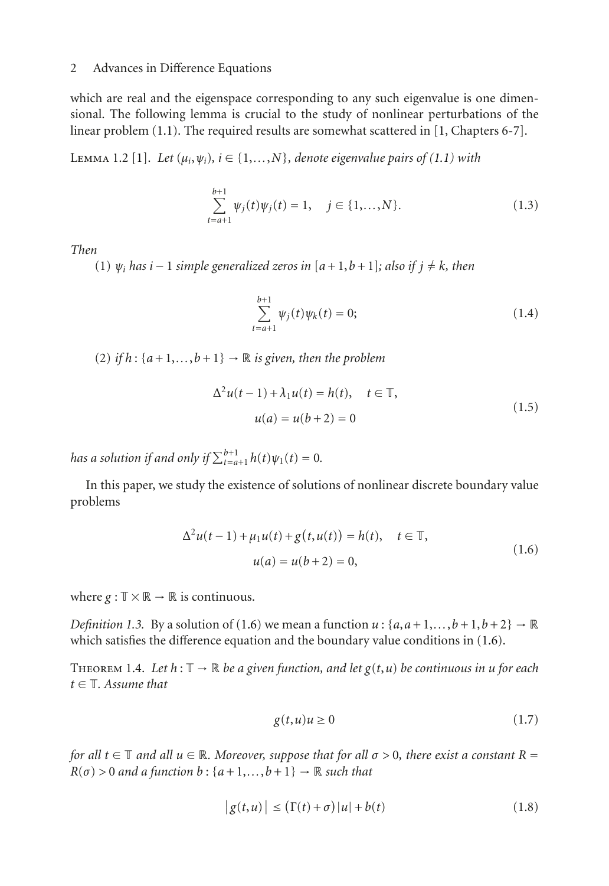which are real and the eigenspace corresponding to any such eigenvalue is one dimensional. The following lemma is crucial to the study of nonlinear perturbations of the linear problem (1.1). The required results are somewhat scattered in [1, Chapters 6-7].

Lemma 1.2 [1]. *Let $(\mu_i, \psi_i)$, $i \in \{1, \ldots, N\}$, denote eigenvalue pairs of (1.1) with*

$$\sum_{t=a+1}^{b+1} \psi_j(t)\psi_j(t) = 1, \quad j \in \{1, \ldots, N\}. \tag{1.3}$$

*Then*

(1) *$\psi_i$ has $i-1$ simple generalized zeros in $[a+1, b+1]$; also if $j \neq k$, then*

$$\sum_{t=a+1}^{b+1} \psi_j(t)\psi_k(t) = 0; \tag{1.4}$$

(2) *if $h : \{a+1, \ldots, b+1\} \to \mathbb{R}$ is given, then the problem*

$$\begin{gathered} \Delta^2 u(t-1) + \lambda_1 u(t) = h(t), \quad t \in \mathbb{T}, \\ u(a) = u(b+2) = 0 \end{gathered} \tag{1.5}$$

*has a solution if and only if $\sum_{t=a+1}^{b+1} h(t)\psi_1(t) = 0$.*

In this paper, we study the existence of solutions of nonlinear discrete boundary value problems

$$\begin{gathered} \Delta^2 u(t-1) + \mu_1 u(t) + g(t, u(t)) = h(t), \quad t \in \mathbb{T}, \\ u(a) = u(b+2) = 0, \end{gathered} \tag{1.6}$$

where $g : \mathbb{T} \times \mathbb{R} \to \mathbb{R}$ is continuous.

*Definition 1.3.* By a solution of (1.6) we mean a function $u : \{a, a+1, \ldots, b+1, b+2\} \to \mathbb{R}$ which satisfies the difference equation and the boundary value conditions in (1.6).

Theorem 1.4. *Let $h : \mathbb{T} \to \mathbb{R}$ be a given function, and let $g(t, u)$ be continuous in $u$ for each $t \in \mathbb{T}$. Assume that*

$$g(t, u)u \geq 0 \tag{1.7}$$

*for all $t \in \mathbb{T}$ and all $u \in \mathbb{R}$. Moreover, suppose that for all $\sigma > 0$, there exist a constant $R = R(\sigma) > 0$ and a function $b : \{a+1, \ldots, b+1\} \to \mathbb{R}$ such that*

$$|g(t, u)| \leq (\Gamma(t) + \sigma)|u| + b(t) \tag{1.8}$$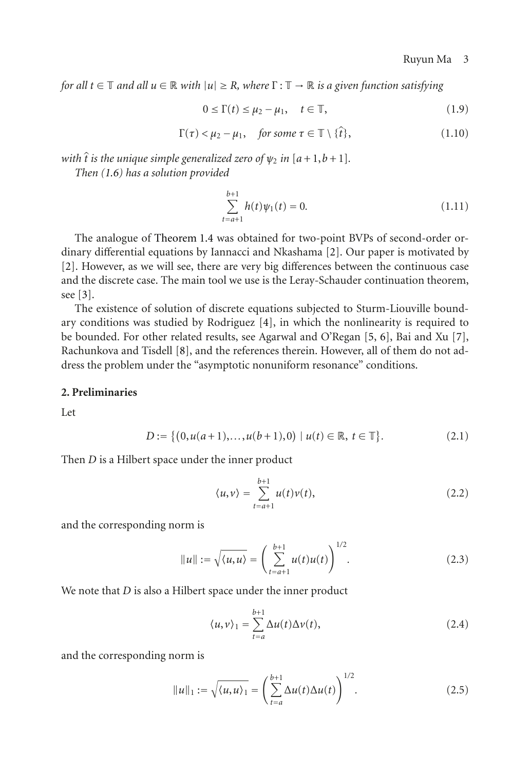*for all $t \in \mathbb{T}$ and all $u \in \mathbb{R}$ with $|u| \geq R$, where $\Gamma : \mathbb{T} \to \mathbb{R}$ is a given function satisfying*

$$0 \leq \Gamma(t) \leq \mu_2 - \mu_1, \quad t \in \mathbb{T}, \tag{1.9}$$

$$\Gamma(\tau) < \mu_2 - \mu_1, \quad \textit{for some } \tau \in \mathbb{T} \setminus \{\hat{t}\}, \tag{1.10}$$

*with $\hat{t}$ is the unique simple generalized zero of $\psi_2$ in $[a+1, b+1]$.*

*Then (1.6) has a solution provided*

$$\sum_{t=a+1}^{b+1} h(t)\psi_1(t) = 0. \tag{1.11}$$

The analogue of Theorem 1.4 was obtained for two-point BVPs of second-order ordinary differential equations by Iannacci and Nkashama [2]. Our paper is motivated by [2]. However, as we will see, there are very big differences between the continuous case and the discrete case. The main tool we use is the Leray-Schauder continuation theorem, see [3].

The existence of solution of discrete equations subjected to Sturm-Liouville boundary conditions was studied by Rodriguez [4], in which the nonlinearity is required to be bounded. For other related results, see Agarwal and O'Regan [5, 6], Bai and Xu [7], Rachunkova and Tisdell [8], and the references therein. However, all of them do not adress the problem under the "asymptotic nonuniform resonance" conditions.

## 2. Preliminaries

Let

$$D := \{(0, u(a+1), \ldots, u(b+1), 0) \mid u(t) \in \mathbb{R},\ t \in \mathbb{T}\}. \tag{2.1}$$

Then $D$ is a Hilbert space under the inner product

$$\langle u, v \rangle = \sum_{t=a+1}^{b+1} u(t)v(t), \tag{2.2}$$

and the corresponding norm is

$$\|u\| := \sqrt{\langle u, u \rangle} = \left( \sum_{t=a+1}^{b+1} u(t)u(t) \right)^{1/2}. \tag{2.3}$$

We note that $D$ is also a Hilbert space under the inner product

$$\langle u, v \rangle_1 = \sum_{t=a}^{b+1} \Delta u(t)\Delta v(t), \tag{2.4}$$

and the corresponding norm is

$$\|u\|_1 := \sqrt{\langle u, u \rangle_1} = \left( \sum_{t=a}^{b+1} \Delta u(t)\Delta u(t) \right)^{1/2}. \tag{2.5}$$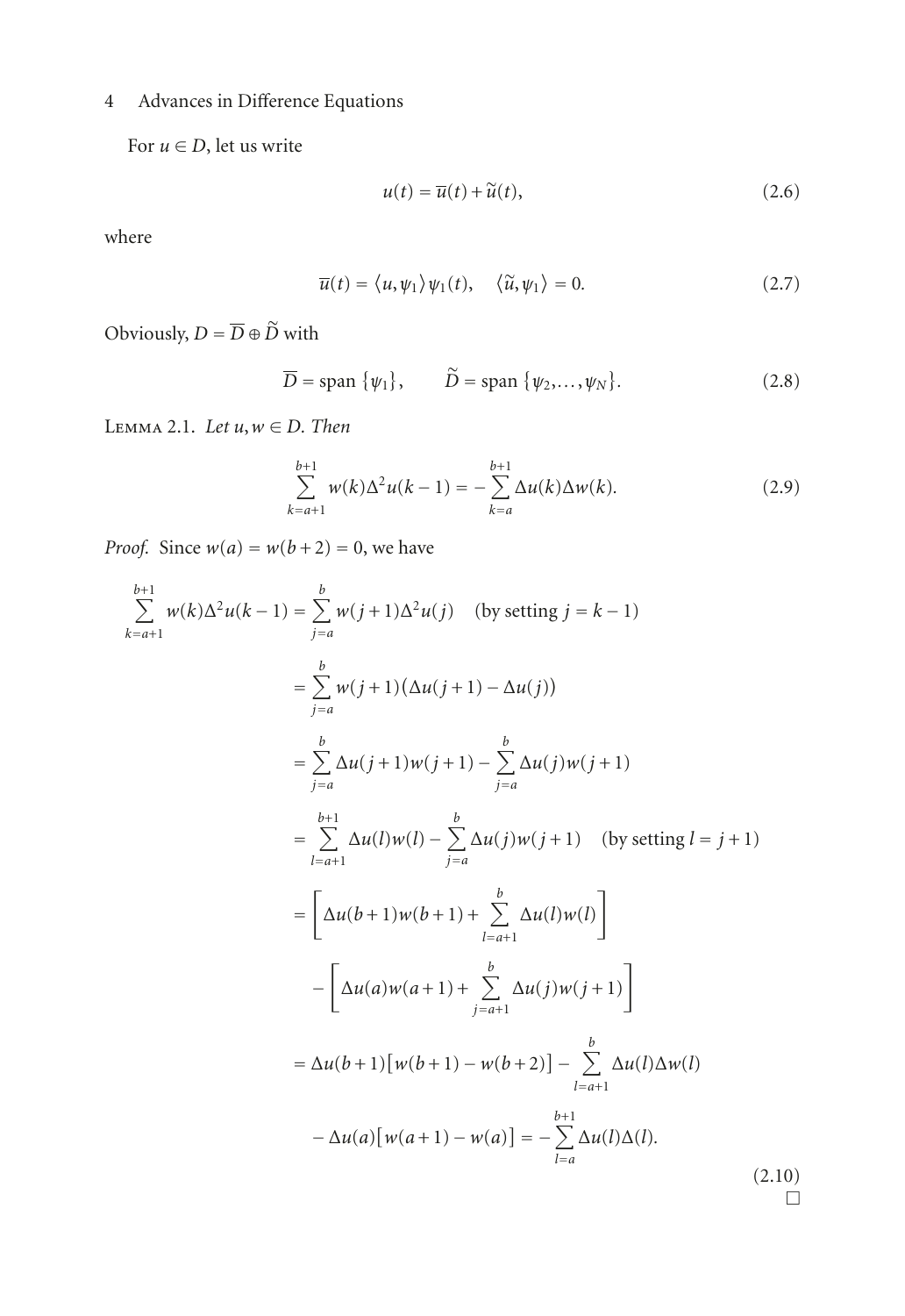For $u \in D$, let us write

$$u(t) = \overline{u}(t) + \widetilde{u}(t), \tag{2.6}$$

where

$$\overline{u}(t) = \langle u, \psi_1 \rangle \psi_1(t), \quad \langle \widetilde{u}, \psi_1 \rangle = 0. \tag{2.7}$$

Obviously, $D = \overline{D} \oplus \widetilde{D}$ with

$$\overline{D} = \text{span}\,\{\psi_1\}, \qquad \widetilde{D} = \text{span}\,\{\psi_2, \ldots, \psi_N\}. \tag{2.8}$$

Lemma 2.1. *Let $u, w \in D$. Then*

$$\sum_{k=a+1}^{b+1} w(k)\Delta^2 u(k-1) = -\sum_{k=a}^{b+1} \Delta u(k)\Delta w(k). \tag{2.9}$$

*Proof.* Since $w(a) = w(b+2) = 0$, we have

$$\begin{aligned}
\sum_{k=a+1}^{b+1} w(k)\Delta^2 u(k-1) &= \sum_{j=a}^{b} w(j+1)\Delta^2 u(j) \quad (\text{by setting } j = k-1) \\
&= \sum_{j=a}^{b} w(j+1)\big(\Delta u(j+1) - \Delta u(j)\big) \\
&= \sum_{j=a}^{b} \Delta u(j+1) w(j+1) - \sum_{j=a}^{b} \Delta u(j) w(j+1) \\
&= \sum_{l=a+1}^{b+1} \Delta u(l) w(l) - \sum_{j=a}^{b} \Delta u(j) w(j+1) \quad (\text{by setting } l = j+1) \\
&= \left[\Delta u(b+1) w(b+1) + \sum_{l=a+1}^{b} \Delta u(l) w(l)\right] \\
&\quad - \left[\Delta u(a) w(a+1) + \sum_{j=a+1}^{b} \Delta u(j) w(j+1)\right] \\
&= \Delta u(b+1)\big[w(b+1) - w(b+2)\big] - \sum_{l=a+1}^{b} \Delta u(l)\Delta w(l) \\
&\quad - \Delta u(a)\big[w(a+1) - w(a)\big] = -\sum_{l=a}^{b+1} \Delta u(l)\Delta(l).
\end{aligned} \tag{2.10}$$

□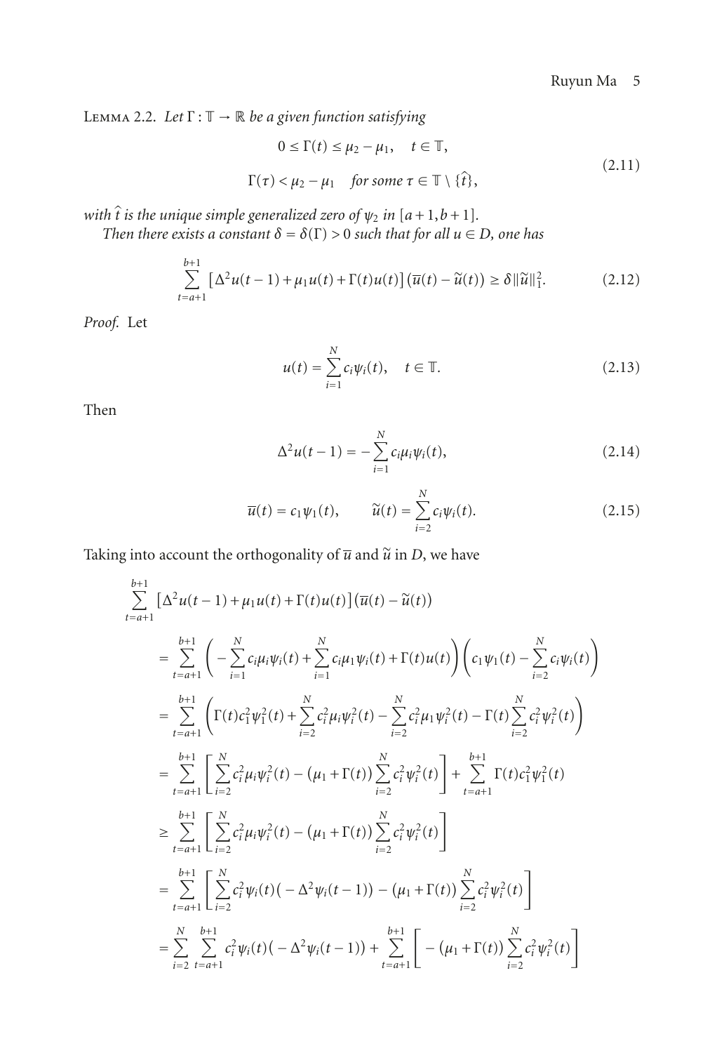**Lemma 2.2.** *Let $\Gamma : \mathbb{T} \to \mathbb{R}$ be a given function satisfying*

$$
\begin{aligned}
&0 \le \Gamma(t) \le \mu_2 - \mu_1, \quad t \in \mathbb{T}, \\
&\Gamma(\tau) < \mu_2 - \mu_1 \quad \text{for some } \tau \in \mathbb{T} \setminus \{\hat{t}\},
\end{aligned}
\tag{2.11}
$$

*with $\hat{t}$ is the unique simple generalized zero of $\psi_2$ in $[a+1, b+1]$.*

*Then there exists a constant $\delta = \delta(\Gamma) > 0$ such that for all $u \in D$, one has*

$$
\sum_{t=a+1}^{b+1} \left[\Delta^2 u(t-1) + \mu_1 u(t) + \Gamma(t) u(t)\right]\left(\overline{u}(t) - \widetilde{u}(t)\right) \ge \delta \|\widetilde{u}\|_1^2. \tag{2.12}
$$

*Proof.* Let

$$
u(t) = \sum_{i=1}^{N} c_i \psi_i(t), \quad t \in \mathbb{T}. \tag{2.13}
$$

Then

$$
\Delta^2 u(t-1) = -\sum_{i=1}^{N} c_i \mu_i \psi_i(t), \tag{2.14}
$$

$$
\overline{u}(t) = c_1 \psi_1(t), \qquad \widetilde{u}(t) = \sum_{i=2}^{N} c_i \psi_i(t). \tag{2.15}
$$

Taking into account the orthogonality of $\overline{u}$ and $\widetilde{u}$ in $D$, we have

$$
\begin{aligned}
&\sum_{t=a+1}^{b+1} \left[\Delta^2 u(t-1) + \mu_1 u(t) + \Gamma(t) u(t)\right]\left(\overline{u}(t) - \widetilde{u}(t)\right) \\
&\quad = \sum_{t=a+1}^{b+1} \left( -\sum_{i=1}^{N} c_i \mu_i \psi_i(t) + \sum_{i=1}^{N} c_i \mu_1 \psi_i(t) + \Gamma(t) u(t) \right) \left( c_1 \psi_1(t) - \sum_{i=2}^{N} c_i \psi_i(t) \right) \\
&\quad = \sum_{t=a+1}^{b+1} \left( \Gamma(t) c_1^2 \psi_1^2(t) + \sum_{i=2}^{N} c_i^2 \mu_i \psi_i^2(t) - \sum_{i=2}^{N} c_i^2 \mu_1 \psi_i^2(t) - \Gamma(t) \sum_{i=2}^{N} c_i^2 \psi_i^2(t) \right) \\
&\quad = \sum_{t=a+1}^{b+1} \left[ \sum_{i=2}^{N} c_i^2 \mu_i \psi_i^2(t) - \left(\mu_1 + \Gamma(t)\right) \sum_{i=2}^{N} c_i^2 \psi_i^2(t) \right] + \sum_{t=a+1}^{b+1} \Gamma(t) c_1^2 \psi_1^2(t) \\
&\quad \ge \sum_{t=a+1}^{b+1} \left[ \sum_{i=2}^{N} c_i^2 \mu_i \psi_i^2(t) - \left(\mu_1 + \Gamma(t)\right) \sum_{i=2}^{N} c_i^2 \psi_i^2(t) \right] \\
&\quad = \sum_{t=a+1}^{b+1} \left[ \sum_{i=2}^{N} c_i^2 \psi_i(t) \left( -\Delta^2 \psi_i(t-1) \right) - \left(\mu_1 + \Gamma(t)\right) \sum_{i=2}^{N} c_i^2 \psi_i^2(t) \right] \\
&\quad = \sum_{i=2}^{N} \sum_{t=a+1}^{b+1} c_i^2 \psi_i(t) \left( -\Delta^2 \psi_i(t-1) \right) + \sum_{t=a+1}^{b+1} \left[ -\left(\mu_1 + \Gamma(t)\right) \sum_{i=2}^{N} c_i^2 \psi_i^2(t) \right]
\end{aligned}
$$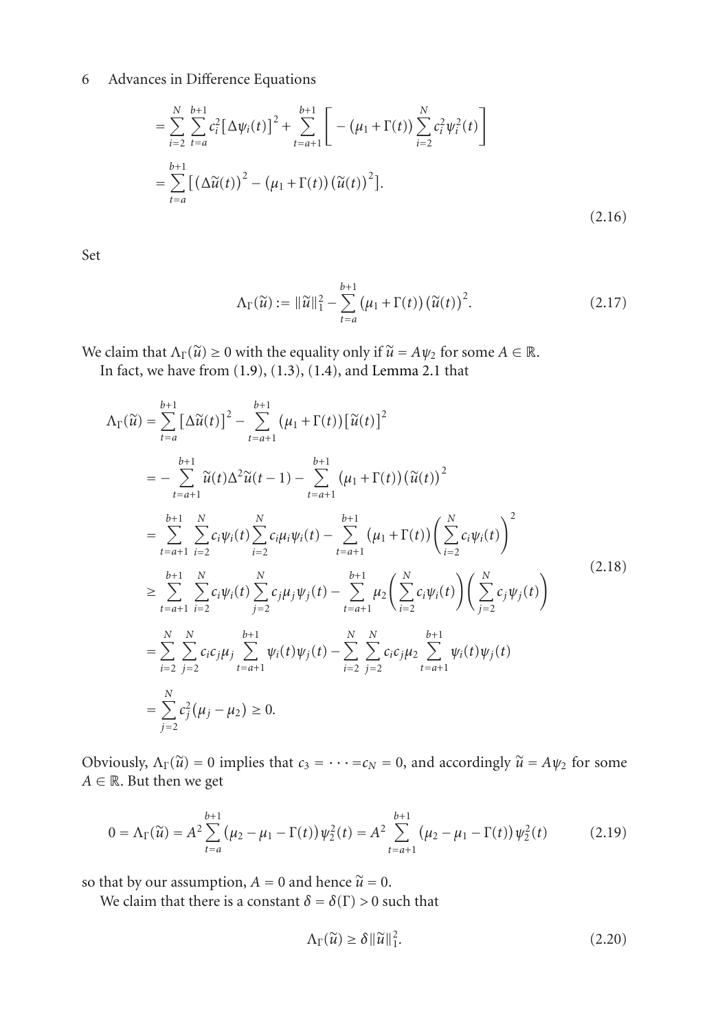$$
\begin{aligned}
&= \sum_{i=2}^{N} \sum_{t=a}^{b+1} c_i^2 \left[\Delta \psi_i(t)\right]^2 + \sum_{t=a+1}^{b+1} \left[ -\left(\mu_1 + \Gamma(t)\right) \sum_{i=2}^{N} c_i^2 \psi_i^2(t) \right] \\
&= \sum_{t=a}^{b+1} \left[ \left(\Delta \widetilde{u}(t)\right)^2 - \left(\mu_1 + \Gamma(t)\right) \left(\widetilde{u}(t)\right)^2 \right].
\end{aligned}
\tag{2.16}
$$

Set

$$
\Lambda_\Gamma(\widetilde{u}) := \|\widetilde{u}\|_1^2 - \sum_{t=a}^{b+1} \left(\mu_1 + \Gamma(t)\right) \left(\widetilde{u}(t)\right)^2. \tag{2.17}
$$

We claim that $\Lambda_\Gamma(\widetilde{u}) \geq 0$ with the equality only if $\widetilde{u} = A\psi_2$ for some $A \in \mathbb{R}$.

In fact, we have from (1.9), (1.3), (1.4), and Lemma 2.1 that

$$
\begin{aligned}
\Lambda_\Gamma(\widetilde{u}) &= \sum_{t=a}^{b+1} \left[\Delta \widetilde{u}(t)\right]^2 - \sum_{t=a+1}^{b+1} \left(\mu_1 + \Gamma(t)\right) \left[\widetilde{u}(t)\right]^2 \\
&= -\sum_{t=a+1}^{b+1} \widetilde{u}(t) \Delta^2 \widetilde{u}(t-1) - \sum_{t=a+1}^{b+1} \left(\mu_1 + \Gamma(t)\right) \left(\widetilde{u}(t)\right)^2 \\
&= \sum_{t=a+1}^{b+1} \sum_{i=2}^{N} c_i \psi_i(t) \sum_{i=2}^{N} c_i \mu_i \psi_i(t) - \sum_{t=a+1}^{b+1} \left(\mu_1 + \Gamma(t)\right) \left( \sum_{i=2}^{N} c_i \psi_i(t) \right)^2 \\
&\geq \sum_{t=a+1}^{b+1} \sum_{i=2}^{N} c_i \psi_i(t) \sum_{j=2}^{N} c_j \mu_j \psi_j(t) - \sum_{t=a+1}^{b+1} \mu_2 \left( \sum_{i=2}^{N} c_i \psi_i(t) \right) \left( \sum_{j=2}^{N} c_j \psi_j(t) \right) \\
&= \sum_{i=2}^{N} \sum_{j=2}^{N} c_i c_j \mu_j \sum_{t=a+1}^{b+1} \psi_i(t) \psi_j(t) - \sum_{i=2}^{N} \sum_{j=2}^{N} c_i c_j \mu_2 \sum_{t=a+1}^{b+1} \psi_i(t) \psi_j(t) \\
&= \sum_{j=2}^{N} c_j^2 \left(\mu_j - \mu_2\right) \geq 0.
\end{aligned}
\tag{2.18}
$$

Obviously, $\Lambda_\Gamma(\widetilde{u}) = 0$ implies that $c_3 = \cdots = c_N = 0$, and accordingly $\widetilde{u} = A\psi_2$ for some $A \in \mathbb{R}$. But then we get

$$
0 = \Lambda_\Gamma(\widetilde{u}) = A^2 \sum_{t=a}^{b+1} \left(\mu_2 - \mu_1 - \Gamma(t)\right) \psi_2^2(t) = A^2 \sum_{t=a+1}^{b+1} \left(\mu_2 - \mu_1 - \Gamma(t)\right) \psi_2^2(t) \tag{2.19}
$$

so that by our assumption, $A = 0$ and hence $\widetilde{u} = 0$.

We claim that there is a constant $\delta = \delta(\Gamma) > 0$ such that

$$
\Lambda_\Gamma(\widetilde{u}) \geq \delta \|\widetilde{u}\|_1^2. \tag{2.20}
$$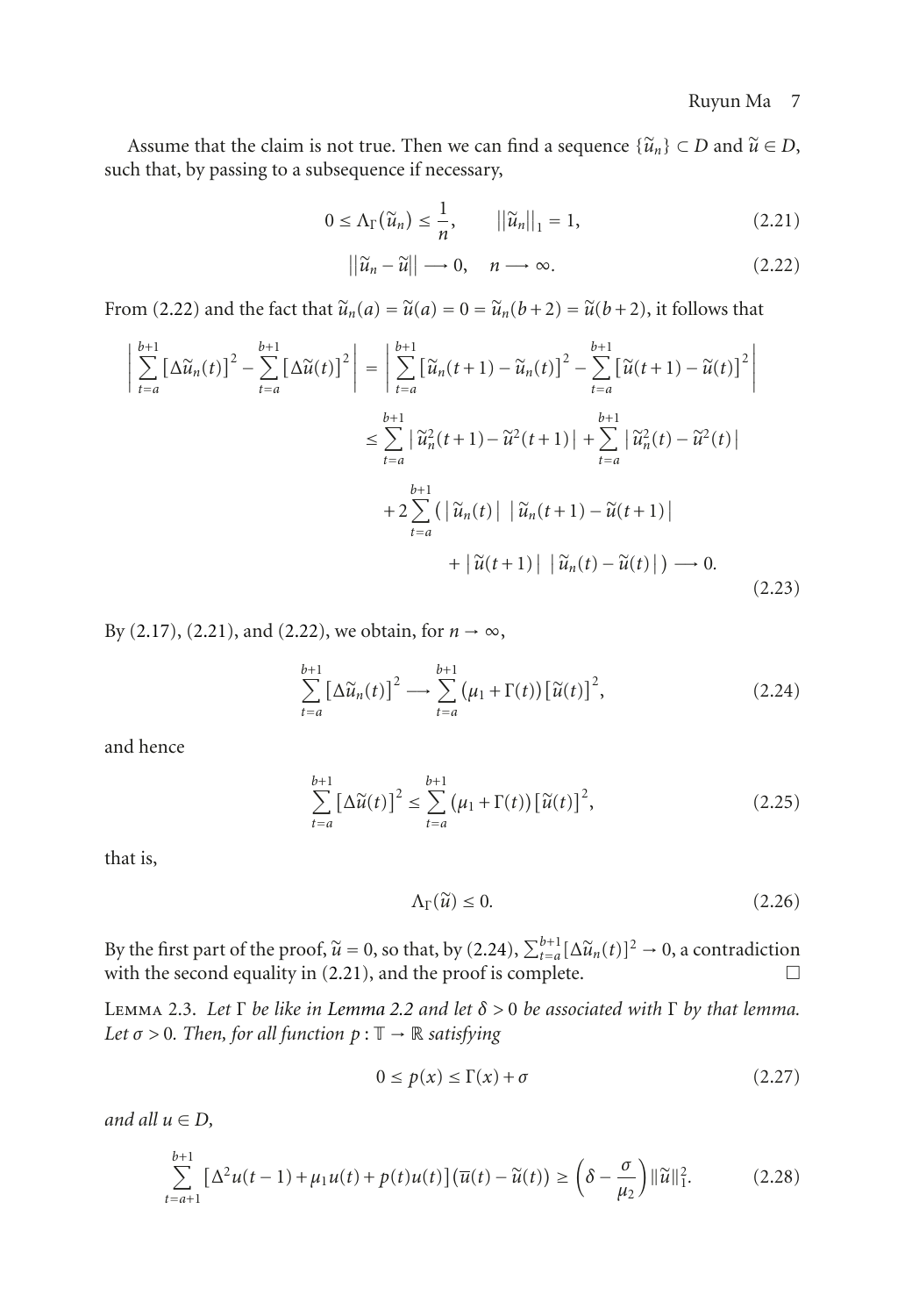Assume that the claim is not true. Then we can find a sequence $\{\widetilde{u}_n\} \subset D$ and $\widetilde{u} \in D$, such that, by passing to a subsequence if necessary,

$$0 \le \Lambda_\Gamma(\widetilde{u}_n) \le \frac{1}{n}, \qquad ||\widetilde{u}_n||_1 = 1, \tag{2.21}$$

$$||\widetilde{u}_n - \widetilde{u}|| \longrightarrow 0, \quad n \longrightarrow \infty. \tag{2.22}$$

From (2.22) and the fact that $\widetilde{u}_n(a) = \widetilde{u}(a) = 0 = \widetilde{u}_n(b+2) = \widetilde{u}(b+2)$, it follows that

$$\begin{aligned}
\left| \sum_{t=a}^{b+1} [\Delta\widetilde{u}_n(t)]^2 - \sum_{t=a}^{b+1} [\Delta\widetilde{u}(t)]^2 \right| &= \left| \sum_{t=a}^{b+1} [\widetilde{u}_n(t+1) - \widetilde{u}_n(t)]^2 - \sum_{t=a}^{b+1} [\widetilde{u}(t+1) - \widetilde{u}(t)]^2 \right| \\
&\le \sum_{t=a}^{b+1} |\widetilde{u}_n^2(t+1) - \widetilde{u}^2(t+1)| + \sum_{t=a}^{b+1} |\widetilde{u}_n^2(t) - \widetilde{u}^2(t)| \\
&\quad + 2\sum_{t=a}^{b+1} \big( |\widetilde{u}_n(t)| \; |\widetilde{u}_n(t+1) - \widetilde{u}(t+1)| \\
&\qquad + |\widetilde{u}(t+1)| \; |\widetilde{u}_n(t) - \widetilde{u}(t)| \big) \longrightarrow 0.
\end{aligned} \tag{2.23}$$

By (2.17), (2.21), and (2.22), we obtain, for $n \to \infty$,

$$\sum_{t=a}^{b+1} [\Delta\widetilde{u}_n(t)]^2 \longrightarrow \sum_{t=a}^{b+1} (\mu_1 + \Gamma(t))[\widetilde{u}(t)]^2, \tag{2.24}$$

and hence

$$\sum_{t=a}^{b+1} [\Delta\widetilde{u}(t)]^2 \le \sum_{t=a}^{b+1} (\mu_1 + \Gamma(t))[\widetilde{u}(t)]^2, \tag{2.25}$$

that is,

$$\Lambda_\Gamma(\widetilde{u}) \le 0. \tag{2.26}$$

By the first part of the proof, $\widetilde{u} = 0$, so that, by (2.24), $\sum_{t=a}^{b+1}[\Delta\widetilde{u}_n(t)]^2 \to 0$, a contradiction with the second equality in (2.21), and the proof is complete. $\square$

Lemma 2.3. *Let $\Gamma$ be like in Lemma 2.2 and let $\delta > 0$ be associated with $\Gamma$ by that lemma. Let $\sigma > 0$. Then, for all function $p : \mathbb{T} \to \mathbb{R}$ satisfying*

$$0 \le p(x) \le \Gamma(x) + \sigma \tag{2.27}$$

*and all $u \in D$,*

$$\sum_{t=a+1}^{b+1} [\Delta^2 u(t-1) + \mu_1 u(t) + p(t)u(t)](\overline{u}(t) - \widetilde{u}(t)) \ge \left(\delta - \frac{\sigma}{\mu_2}\right) \|\widetilde{u}\|_1^2. \tag{2.28}$$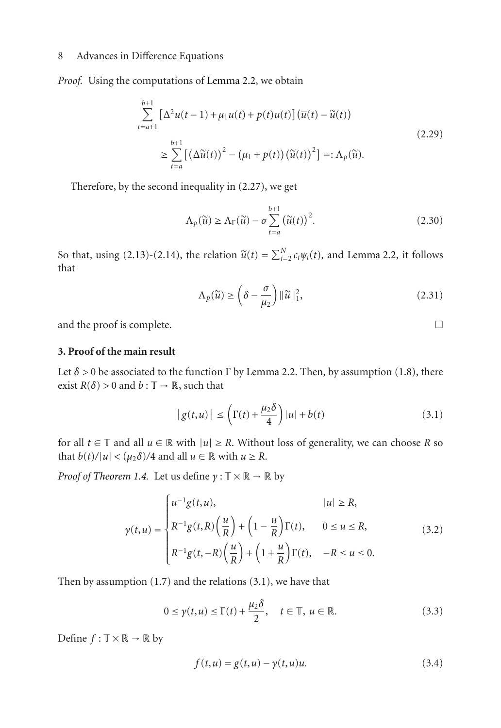*Proof.* Using the computations of Lemma 2.2, we obtain

$$\sum_{t=a+1}^{b+1} \left[\Delta^2 u(t-1) + \mu_1 u(t) + p(t)u(t)\right]\left(\overline{u}(t) - \widetilde{u}(t)\right) \geq \sum_{t=a}^{b+1} \left[\left(\Delta\widetilde{u}(t)\right)^2 - \left(\mu_1 + p(t)\right)\left(\widetilde{u}(t)\right)^2\right] =: \Lambda_p(\widetilde{u}). \tag{2.29}$$

Therefore, by the second inequality in (2.27), we get

$$\Lambda_p(\widetilde{u}) \geq \Lambda_\Gamma(\widetilde{u}) - \sigma \sum_{t=a}^{b+1} \left(\widetilde{u}(t)\right)^2. \tag{2.30}$$

So that, using (2.13)-(2.14), the relation $\widetilde{u}(t) = \sum_{i=2}^{N} c_i \psi_i(t)$, and Lemma 2.2, it follows that

$$\Lambda_p(\widetilde{u}) \geq \left(\delta - \frac{\sigma}{\mu_2}\right) \|\widetilde{u}\|_1^2, \tag{2.31}$$

and the proof is complete. □

## 3. Proof of the main result

Let $\delta > 0$ be associated to the function $\Gamma$ by Lemma 2.2. Then, by assumption (1.8), there exist $R(\delta) > 0$ and $b : \mathbb{T} \to \mathbb{R}$, such that

$$|g(t,u)| \leq \left(\Gamma(t) + \frac{\mu_2\delta}{4}\right)|u| + b(t) \tag{3.1}$$

for all $t \in \mathbb{T}$ and all $u \in \mathbb{R}$ with $|u| \geq R$. Without loss of generality, we can choose $R$ so that $b(t)/|u| < (\mu_2\delta)/4$ and all $u \in \mathbb{R}$ with $u \geq R$.

*Proof of Theorem 1.4.* Let us define $\gamma : \mathbb{T} \times \mathbb{R} \to \mathbb{R}$ by

$$\gamma(t,u) = \begin{cases} u^{-1}g(t,u), & |u| \geq R, \\ R^{-1}g(t,R)\left(\dfrac{u}{R}\right) + \left(1 - \dfrac{u}{R}\right)\Gamma(t), & 0 \leq u \leq R, \\ R^{-1}g(t,-R)\left(\dfrac{u}{R}\right) + \left(1 + \dfrac{u}{R}\right)\Gamma(t), & -R \leq u \leq 0. \end{cases} \tag{3.2}$$

Then by assumption (1.7) and the relations (3.1), we have that

$$0 \leq \gamma(t,u) \leq \Gamma(t) + \frac{\mu_2\delta}{2}, \quad t \in \mathbb{T},\ u \in \mathbb{R}. \tag{3.3}$$

Define $f : \mathbb{T} \times \mathbb{R} \to \mathbb{R}$ by

$$f(t,u) = g(t,u) - \gamma(t,u)u. \tag{3.4}$$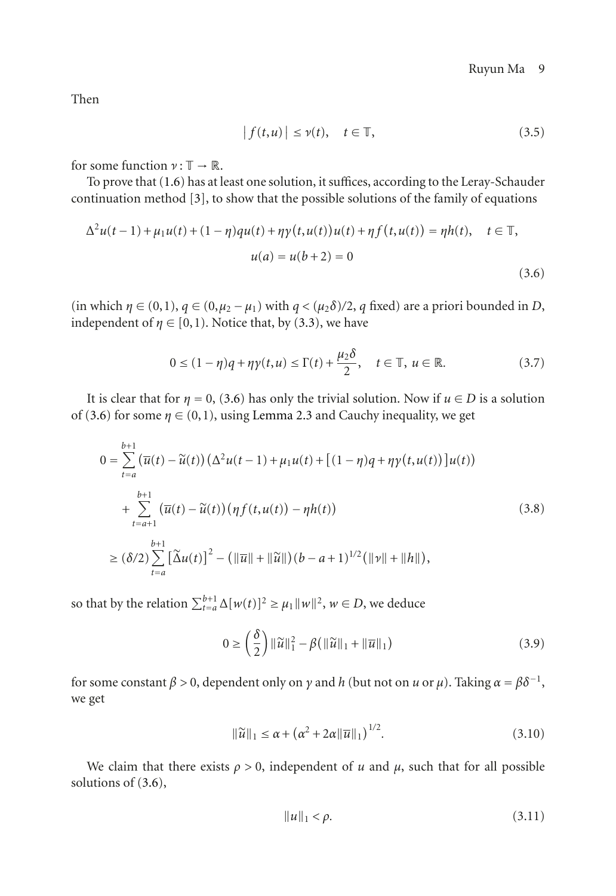Then

$$|f(t,u)| \leq \nu(t), \quad t \in \mathbb{T}, \tag{3.5}$$

for some function $\nu : \mathbb{T} \to \mathbb{R}$.

To prove that (1.6) has at least one solution, it suffices, according to the Leray-Schauder continuation method [3], to show that the possible solutions of the family of equations

$$\begin{gathered}
\Delta^2 u(t-1) + \mu_1 u(t) + (1-\eta) q u(t) + \eta \gamma(t, u(t)) u(t) + \eta f(t, u(t)) = \eta h(t), \quad t \in \mathbb{T}, \\
u(a) = u(b+2) = 0
\end{gathered} \tag{3.6}$$

(in which $\eta \in (0,1)$, $q \in (0, \mu_2 - \mu_1)$ with $q < (\mu_2 \delta)/2$, $q$ fixed) are a priori bounded in $D$, independent of $\eta \in [0,1)$. Notice that, by (3.3), we have

$$0 \leq (1-\eta) q + \eta \gamma(t,u) \leq \Gamma(t) + \frac{\mu_2 \delta}{2}, \quad t \in \mathbb{T},\ u \in \mathbb{R}. \tag{3.7}$$

It is clear that for $\eta = 0$, (3.6) has only the trivial solution. Now if $u \in D$ is a solution of (3.6) for some $\eta \in (0,1)$, using Lemma 2.3 and Cauchy inequality, we get

$$\begin{aligned}
0 &= \sum_{t=a}^{b+1} \left(\overline{u}(t) - \widetilde{u}(t)\right)\left(\Delta^2 u(t-1) + \mu_1 u(t) + \left[(1-\eta) q + \eta \gamma(t, u(t))\right] u(t)\right) \\
&\quad + \sum_{t=a+1}^{b+1} \left(\overline{u}(t) - \widetilde{u}(t)\right)\left(\eta f(t, u(t)) - \eta h(t)\right) \\
&\geq (\delta/2) \sum_{t=a}^{b+1} \left[\widetilde{\Delta} u(t)\right]^2 - \left(\|\overline{u}\| + \|\widetilde{u}\|\right)(b-a+1)^{1/2}\left(\|\nu\| + \|h\|\right),
\end{aligned} \tag{3.8}$$

so that by the relation $\sum_{t=a}^{b+1} \Delta[w(t)]^2 \geq \mu_1 \|w\|^2$, $w \in D$, we deduce

$$0 \geq \left(\frac{\delta}{2}\right) \|\widetilde{u}\|_1^2 - \beta\left(\|\widetilde{u}\|_1 + \|\overline{u}\|_1\right) \tag{3.9}$$

for some constant $\beta > 0$, dependent only on $\gamma$ and $h$ (but not on $u$ or $\mu$). Taking $\alpha = \beta \delta^{-1}$, we get

$$\|\widetilde{u}\|_1 \leq \alpha + \left(\alpha^2 + 2\alpha \|\overline{u}\|_1\right)^{1/2}. \tag{3.10}$$

We claim that there exists $\rho > 0$, independent of $u$ and $\mu$, such that for all possible solutions of (3.6),

$$\|u\|_1 < \rho. \tag{3.11}$$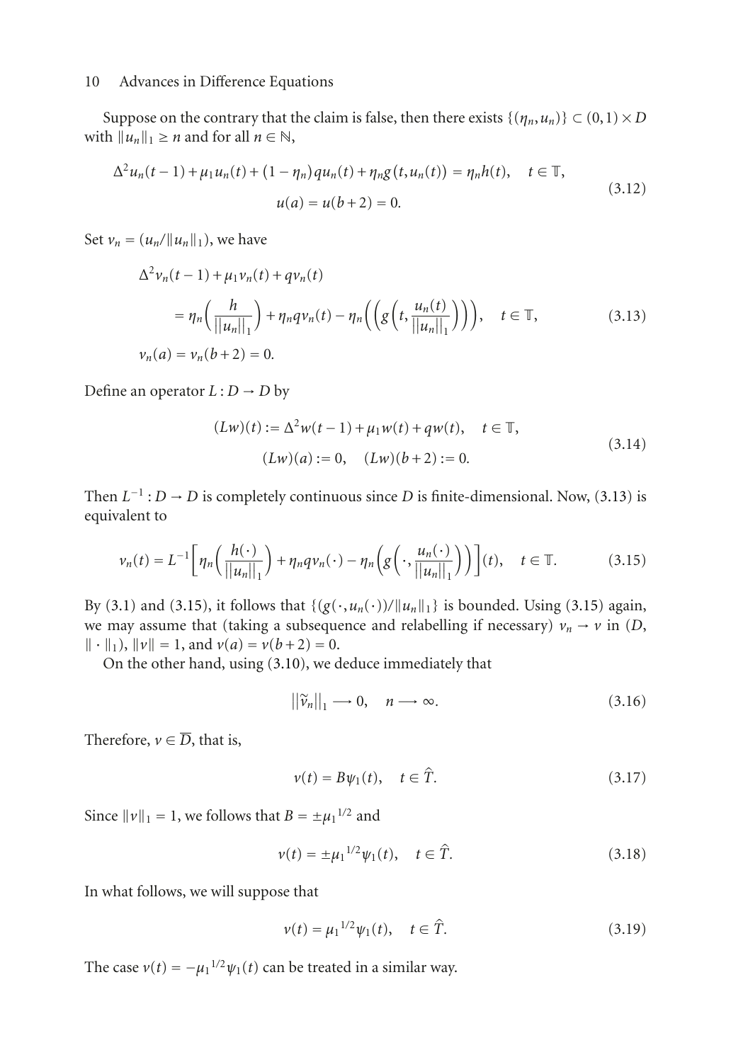Suppose on the contrary that the claim is false, then there exists $\{(\eta_n, u_n)\} \subset (0,1) \times D$ with $\|u_n\|_1 \geq n$ and for all $n \in \mathbb{N}$,

$$\Delta^2 u_n(t-1) + \mu_1 u_n(t) + (1-\eta_n) q u_n(t) + \eta_n g(t, u_n(t)) = \eta_n h(t), \quad t \in \mathbb{T},$$
$$u(a) = u(b+2) = 0. \tag{3.12}$$

Set $v_n = (u_n / \|u_n\|_1)$, we have

$$\Delta^2 v_n(t-1) + \mu_1 v_n(t) + q v_n(t)$$
$$= \eta_n \left( \frac{h}{\|u_n\|_1} \right) + \eta_n q v_n(t) - \eta_n \left( \left( g\left(t, \frac{u_n(t)}{\|u_n\|_1}\right) \right) \right), \quad t \in \mathbb{T}, \tag{3.13}$$
$$v_n(a) = v_n(b+2) = 0.$$

Define an operator $L : D \to D$ by

$$(Lw)(t) := \Delta^2 w(t-1) + \mu_1 w(t) + q w(t), \quad t \in \mathbb{T},$$
$$(Lw)(a) := 0, \quad (Lw)(b+2) := 0. \tag{3.14}$$

Then $L^{-1} : D \to D$ is completely continuous since $D$ is finite-dimensional. Now, (3.13) is equivalent to

$$v_n(t) = L^{-1}\left[ \eta_n \left( \frac{h(\cdot)}{\|u_n\|_1} \right) + \eta_n q v_n(\cdot) - \eta_n \left( g\left(\cdot, \frac{u_n(\cdot)}{\|u_n\|_1}\right) \right) \right](t), \quad t \in \mathbb{T}. \tag{3.15}$$

By (3.1) and (3.15), it follows that $\{(g(\cdot, u_n(\cdot)) / \|u_n\|_1\}$ is bounded. Using (3.15) again, we may assume that (taking a subsequence and relabelling if necessary) $v_n \to v$ in $(D, \|\cdot\|_1)$, $\|v\| = 1$, and $v(a) = v(b+2) = 0$.

On the other hand, using (3.10), we deduce immediately that

$$\|\tilde{v}_n\|_1 \longrightarrow 0, \quad n \longrightarrow \infty. \tag{3.16}$$

Therefore, $v \in \overline{D}$, that is,

$$v(t) = B\psi_1(t), \quad t \in \hat{T}. \tag{3.17}$$

Since $\|v\|_1 = 1$, we follows that $B = \pm {\mu_1}^{1/2}$ and

$$v(t) = \pm {\mu_1}^{1/2} \psi_1(t), \quad t \in \hat{T}. \tag{3.18}$$

In what follows, we will suppose that

$$v(t) = {\mu_1}^{1/2} \psi_1(t), \quad t \in \hat{T}. \tag{3.19}$$

The case $v(t) = -{\mu_1}^{1/2} \psi_1(t)$ can be treated in a similar way.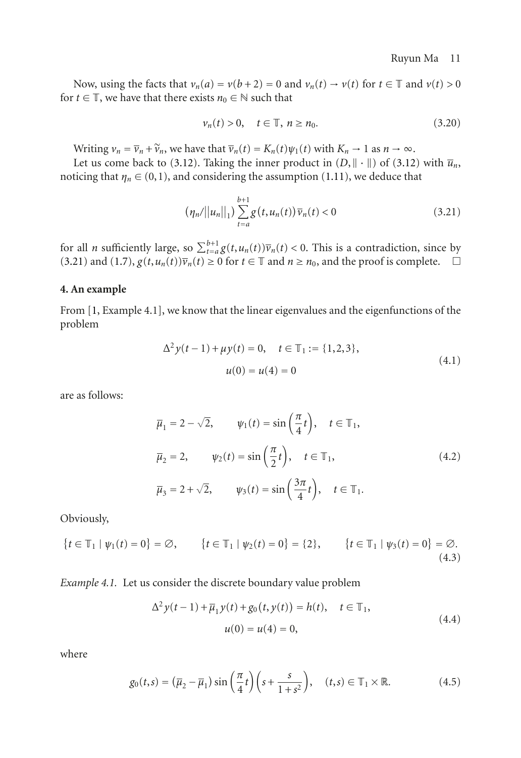Now, using the facts that $v_n(a) = v(b+2) = 0$ and $v_n(t) \to v(t)$ for $t \in \mathbb{T}$ and $v(t) > 0$ for $t \in \mathbb{T}$, we have that there exists $n_0 \in \mathbb{N}$ such that

$$v_n(t) > 0, \quad t \in \mathbb{T},\ n \geq n_0. \tag{3.20}$$

Writing $v_n = \overline{v}_n + \widetilde{v}_n$, we have that $\overline{v}_n(t) = K_n(t)\psi_1(t)$ with $K_n \to 1$ as $n \to \infty$.

Let us come back to (3.12). Taking the inner product in $(D, \|\cdot\|)$ of (3.12) with $\overline{u}_n$, noticing that $\eta_n \in (0,1)$, and considering the assumption (1.11), we deduce that

$$\left(\eta_n/\|u_n\|_1\right) \sum_{t=a}^{b+1} g\left(t, u_n(t)\right)\overline{v}_n(t) < 0 \tag{3.21}$$

for all $n$ sufficiently large, so $\sum_{t=a}^{b+1} g(t, u_n(t))\overline{v}_n(t) < 0$. This is a contradiction, since by (3.21) and (1.7), $g(t, u_n(t))\overline{v}_n(t) \geq 0$ for $t \in \mathbb{T}$ and $n \geq n_0$, and the proof is complete. $\square$

## 4. An example

From [1, Example 4.1], we know that the linear eigenvalues and the eigenfunctions of the problem

$$\begin{gathered} \Delta^2 y(t-1) + \mu y(t) = 0, \quad t \in \mathbb{T}_1 := \{1,2,3\}, \\ u(0) = u(4) = 0 \end{gathered} \tag{4.1}$$

are as follows:

$$\begin{gathered} \overline{\mu}_1 = 2 - \sqrt{2}, \qquad \psi_1(t) = \sin\left(\frac{\pi}{4}t\right), \quad t \in \mathbb{T}_1, \\ \overline{\mu}_2 = 2, \qquad \psi_2(t) = \sin\left(\frac{\pi}{2}t\right), \quad t \in \mathbb{T}_1, \\ \overline{\mu}_3 = 2 + \sqrt{2}, \qquad \psi_3(t) = \sin\left(\frac{3\pi}{4}t\right), \quad t \in \mathbb{T}_1. \end{gathered} \tag{4.2}$$

Obviously,

$$\left\{t \in \mathbb{T}_1 \mid \psi_1(t) = 0\right\} = \varnothing, \qquad \left\{t \in \mathbb{T}_1 \mid \psi_2(t) = 0\right\} = \{2\}, \qquad \left\{t \in \mathbb{T}_1 \mid \psi_3(t) = 0\right\} = \varnothing. \tag{4.3}$$

*Example 4.1.* Let us consider the discrete boundary value problem

$$\begin{gathered} \Delta^2 y(t-1) + \overline{\mu}_1 y(t) + g_0\left(t, y(t)\right) = h(t), \quad t \in \mathbb{T}_1, \\ u(0) = u(4) = 0, \end{gathered} \tag{4.4}$$

where

$$g_0(t,s) = \left(\overline{\mu}_2 - \overline{\mu}_1\right)\sin\left(\frac{\pi}{4}t\right)\left(s + \frac{s}{1+s^2}\right), \quad (t,s) \in \mathbb{T}_1 \times \mathbb{R}. \tag{4.5}$$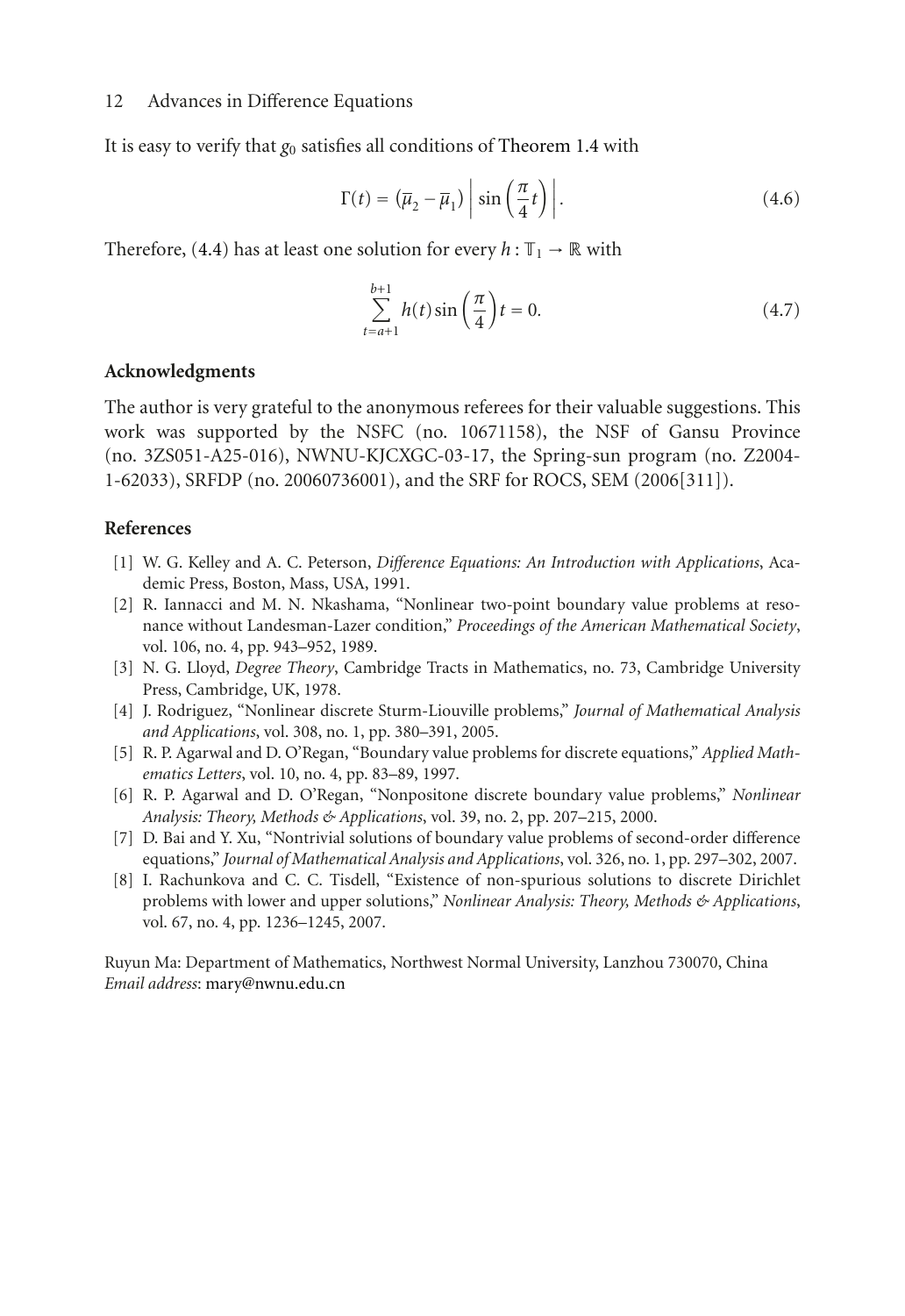It is easy to verify that $g_0$ satisfies all conditions of Theorem 1.4 with

$$\Gamma(t) = (\overline{\mu}_2 - \overline{\mu}_1) \left| \sin\left(\frac{\pi}{4}t\right) \right|. \tag{4.6}$$

Therefore, (4.4) has at least one solution for every $h : \mathbb{T}_1 \to \mathbb{R}$ with

$$\sum_{t=a+1}^{b+1} h(t) \sin\left(\frac{\pi}{4}\right) t = 0. \tag{4.7}$$

## Acknowledgments

The author is very grateful to the anonymous referees for their valuable suggestions. This work was supported by the NSFC (no. 10671158), the NSF of Gansu Province (no. 3ZS051-A25-016), NWNU-KJCXGC-03-17, the Spring-sun program (no. Z2004-1-62033), SRFDP (no. 20060736001), and the SRF for ROCS, SEM (2006[311]).

## References

[1] W. G. Kelley and A. C. Peterson, *Difference Equations: An Introduction with Applications*, Academic Press, Boston, Mass, USA, 1991.

[2] R. Iannacci and M. N. Nkashama, "Nonlinear two-point boundary value problems at resonance without Landesman-Lazer condition," *Proceedings of the American Mathematical Society*, vol. 106, no. 4, pp. 943–952, 1989.

[3] N. G. Lloyd, *Degree Theory*, Cambridge Tracts in Mathematics, no. 73, Cambridge University Press, Cambridge, UK, 1978.

[4] J. Rodriguez, "Nonlinear discrete Sturm-Liouville problems," *Journal of Mathematical Analysis and Applications*, vol. 308, no. 1, pp. 380–391, 2005.

[5] R. P. Agarwal and D. O'Regan, "Boundary value problems for discrete equations," *Applied Mathematics Letters*, vol. 10, no. 4, pp. 83–89, 1997.

[6] R. P. Agarwal and D. O'Regan, "Nonpositone discrete boundary value problems," *Nonlinear Analysis: Theory, Methods & Applications*, vol. 39, no. 2, pp. 207–215, 2000.

[7] D. Bai and Y. Xu, "Nontrivial solutions of boundary value problems of second-order difference equations," *Journal of Mathematical Analysis and Applications*, vol. 326, no. 1, pp. 297–302, 2007.

[8] I. Rachunkova and C. C. Tisdell, "Existence of non-spurious solutions to discrete Dirichlet problems with lower and upper solutions," *Nonlinear Analysis: Theory, Methods & Applications*, vol. 67, no. 4, pp. 1236–1245, 2007.

Ruyun Ma: Department of Mathematics, Northwest Normal University, Lanzhou 730070, China
*Email address*: mary@nwnu.edu.cn